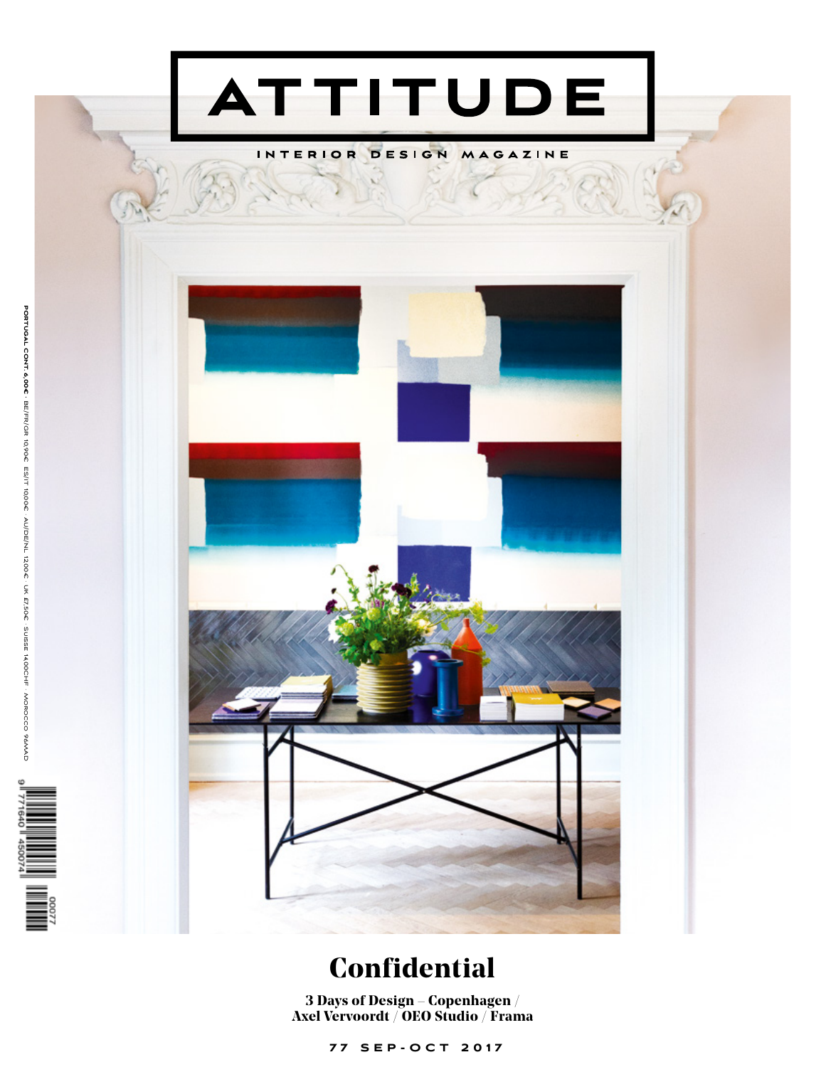# ATTITUDE

INTERIOR DESIGN MAGAZINE

PORTUGAL CONT. 6,00€ · BE/FR/GR 10,90€ · ES/IT 10,00€ · AU/DE/NL 12,00€ · UK £7,50€ · SUISSE 14,00CHF · MOROCCO 96MAD

## Confidential

**3 Days of Design – Copenhagen / Axel Vervoordt / OEO Studio / Frama**

77 SEP-OCT 2017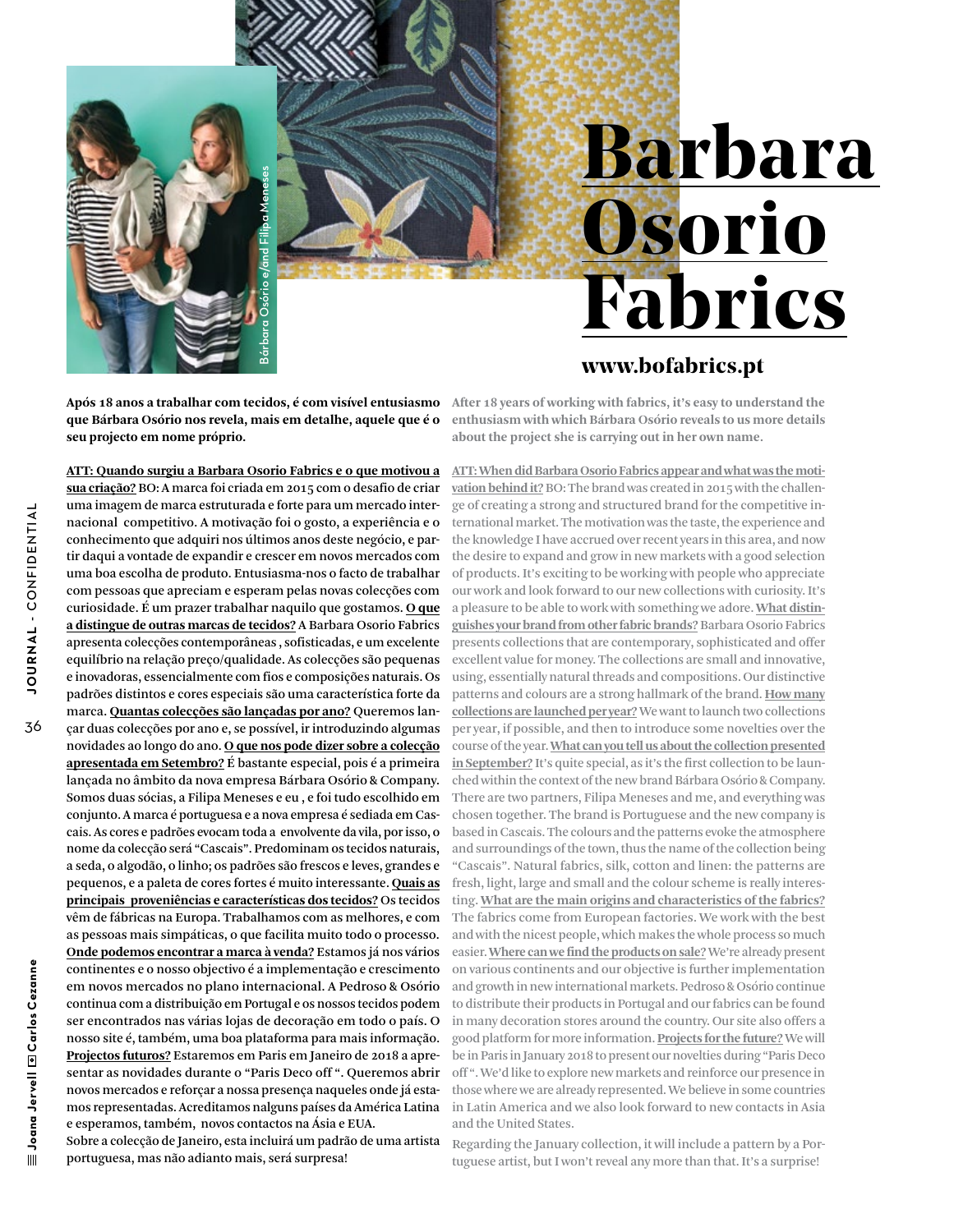# Barbara Osorio Fabrics

www.bofabrics.pt

Bárbara Osório e/and Filipa Meneses

**Após 18 anos a trabalhar com tecidos, é com visível entusiasmo que Bárbara Osório nos revela, mais em detalhe, aquele que é o seu projecto em nome próprio.**

**ATT: Quando surgiu a Barbara Osorio Fabrics e o que motivou a sua criação?** BO: A marca foi criada em 2015 com o desafio de criar uma imagem de marca estruturada e forte para um mercado internacional competitivo. A motivação foi o gosto, a experiência e o conhecimento que adquiri nos últimos anos deste negócio, e partir daqui a vontade de expandir e crescer em novos mercados com uma boa escolha de produto. Entusiasma-nos o facto de trabalhar com pessoas que apreciam e esperam pelas novas colecções com curiosidade. É um prazer trabalhar naquilo que gostamos. **O que a distingue de outras marcas de tecidos?** A Barbara Osorio Fabrics apresenta colecções contemporâneas , sofisticadas, e um excelente equilíbrio na relação preço/qualidade. As colecções são pequenas e inovadoras, essencialmente com fios e composições naturais. Os padrões distintos e cores especiais são uma característica forte da marca. **Quantas colecções são lançadas por ano?** Queremos lançar duas colecções por ano e, se possível, ir introduzindo algumas novidades ao longo do ano. **O que nos pode dizer sobre a colecção apresentada em Setembro?** É bastante especial, pois é a primeira lançada no âmbito da nova empresa Bárbara Osório & Company. Somos duas sócias, a Filipa Meneses e eu , e foi tudo escolhido em conjunto. A marca é portuguesa e a nova empresa é sediada em Cascais. As cores e padrões evocam toda a envolvente da vila, por isso, o nome da colecção será "Cascais". Predominam os tecidos naturais, a seda, o algodão, o linho; os padrões são frescos e leves, grandes e pequenos, e a paleta de cores fortes é muito interessante. **Quais as principais proveniências e características dos tecidos?** Os tecidos vêm de fábricas na Europa. Trabalhamos com as melhores, e com as pessoas mais simpáticas, o que facilita muito todo o processo. **Onde podemos encontrar a marca à venda?** Estamos já nos vários continentes e o nosso objectivo é a implementação e crescimento em novos mercados no plano internacional. A Pedroso & Osório continua com a distribuição em Portugal e os nossos tecidos podem ser encontrados nas várias lojas de decoração em todo o país. O nosso site é, também, uma boa plataforma para mais informação. **Projectos futuros?** Estaremos em Paris em Janeiro de 2018 a apresentar as novidades durante o "Paris Deco off ". Queremos abrir novos mercados e reforçar a nossa presença naqueles onde já estamos representadas. Acreditamos nalguns países da América Latina e esperamos, também, novos contactos na Ásia e EUA.

Sobre a colecção de Janeiro, esta incluirá um padrão de uma artista portuguesa, mas não adianto mais, será surpresa!

**After 18 years of working with fabrics, it's easy to understand the enthusiasm with which Bárbara Osório reveals to us more details about the project she is carrying out in her own name.**

**ATT: When did Barbara Osorio Fabrics appear and what was the motivation behind it?** BO: The brand was created in 2015 with the challenge of creating a strong and structured brand for the competitive international market. The motivation was the taste, the experience and the knowledge I have accrued over recent years in this area, and now the desire to expand and grow in new markets with a good selection of products. It's exciting to be working with people who appreciate our work and look forward to our new collections with curiosity. It's a pleasure to be able to work with something we adore. **What distinguishes your brand from other fabric brands?** Barbara Osorio Fabrics presents collections that are contemporary, sophisticated and offer excellent value for money. The collections are small and innovative, using, essentially natural threads and compositions. Our distinctive patterns and colours are a strong hallmark of the brand. **How many collections are launched per year?** We want to launch two collections per year, if possible, and then to introduce some novelties over the course of the year. **What can you tell us about the collection presented in September?** It's quite special, as it's the first collection to be launched within the context of the new brand Bárbara Osório & Company. There are two partners, Filipa Meneses and me, and everything was chosen together. The brand is Portuguese and the new company is based in Cascais. The colours and the patterns evoke the atmosphere and surroundings of the town, thus the name of the collection being "Cascais". Natural fabrics, silk, cotton and linen: the patterns are fresh, light, large and small and the colour scheme is really interesting. **What are the main origins and characteristics of the fabrics?** The fabrics come from European factories. We work with the best and with the nicest people, which makes the whole process so much easier. **Where can we find the products on sale?** We're already present on various continents and our objective is further implementation and growth in new international markets. Pedroso & Osório continue to distribute their products in Portugal and our fabrics can be found in many decoration stores around the country. Our site also offers a good platform for more information. **Projects for the future?** We will be in Paris in January 2018 to present our novelties during "Paris Deco off ". We'd like to explore new markets and reinforce our presence in those where we are already represented. We believe in some countries in Latin America and we also look forward to new contacts in Asia and the United States.

Regarding the January collection, it will include a pattern by a Portuguese artist, but I won't reveal any more than that. It's a surprise!

Joana Jervell | Carlos Cezanne